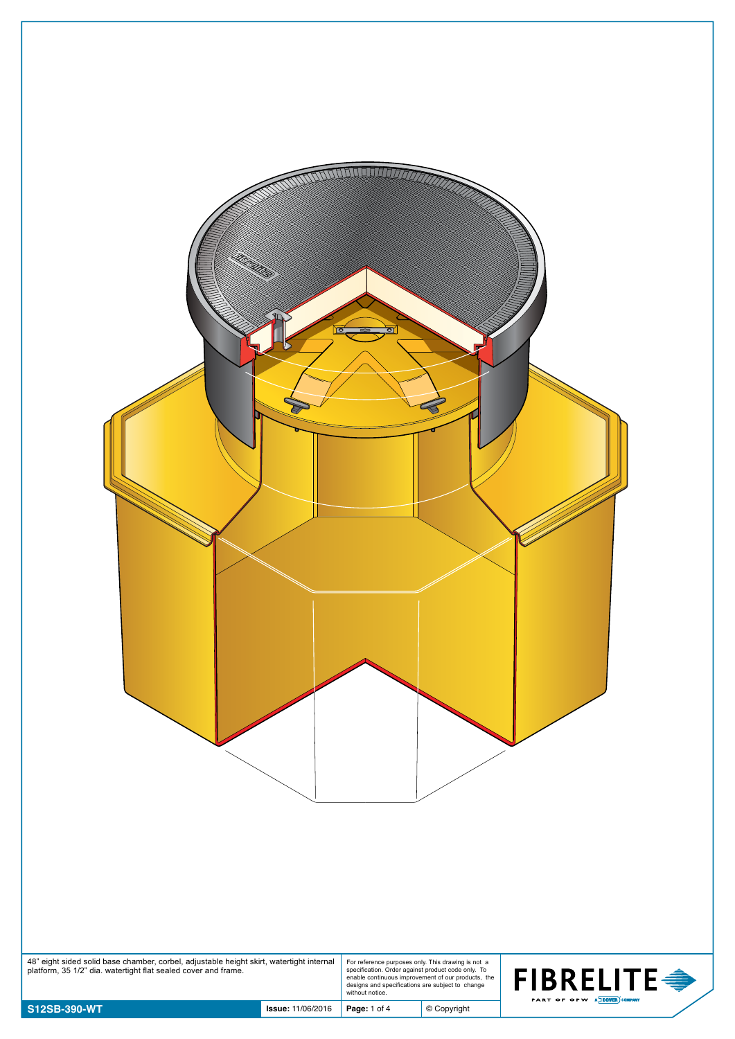48" eight sided solid base chamber, corbel, adjustable height skirt, watertight internal platform, 35 1/2" dia. watertight flat sealed cover and frame.

For reference purposes only. This drawing is not a specification. Order against product code only. To enable continuous improvement of our products, the designs and specifications are subject to change without notice.

**FIBRELITE**

PART OF OPW A DOVER COMPANY

| **S12SB-390-WT** | **Issue:** 11/06/2016 | **Page:** 1 of 4 | © Copyright |
| --- | --- | --- | --- |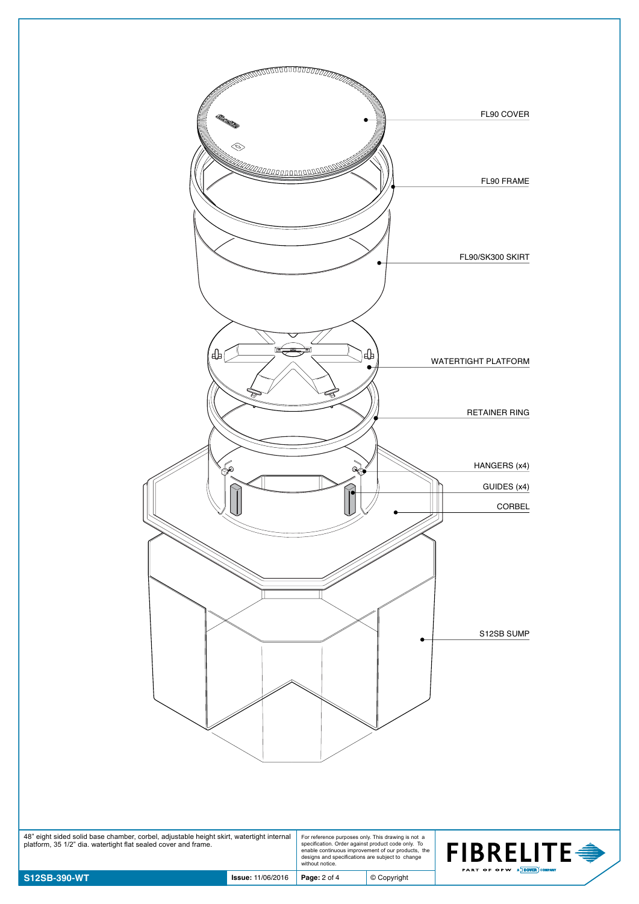FL90 COVER

FL90 FRAME

FL90/SK300 SKIRT

WATERTIGHT PLATFORM

RETAINER RING

HANGERS (x4)

GUIDES (x4)

CORBEL

S12SB SUMP

48" eight sided solid base chamber, corbel, adjustable height skirt, watertight internal platform, 35 1/2" dia. watertight flat sealed cover and frame.

For reference purposes only. This drawing is not a specification. Order against product code only. To enable continuous improvement of our products, the designs and specifications are subject to change without notice.

FIBRELITE
PART OF OPW A DOVER COMPANY

| S12SB-390-WT | Issue: 11/06/2016 | Page: 2 of 4 | © Copyright |
| --- | --- | --- | --- |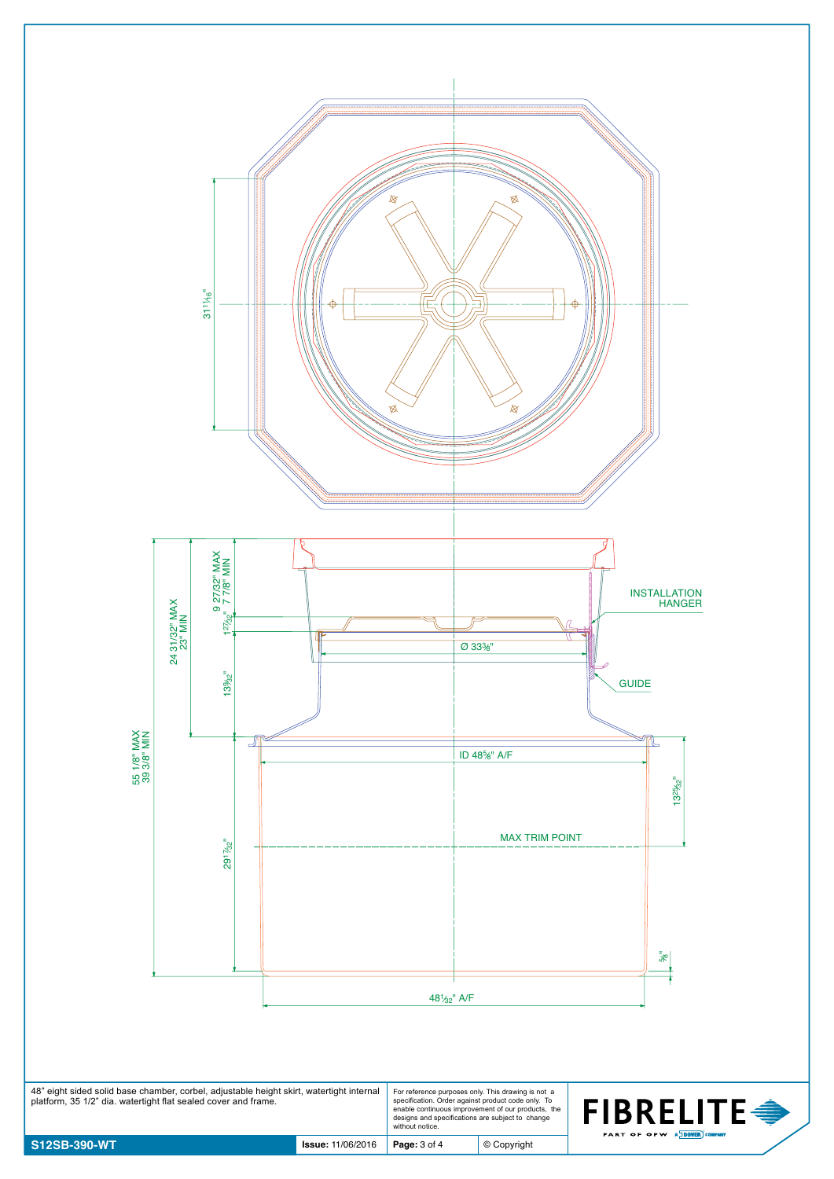31$^{11}/_{16}$"

24 31/32" MAX
23" MIN

9 27/32" MAX
7 7/8" MIN

1$^{27}/_{32}$"

INSTALLATION HANGER

Ø 33⅜"

13$^{9}/_{32}$"

GUIDE

55 1/8" MAX
39 3/8" MIN

ID 48⅝" A/F

13$^{25}/_{32}$"

MAX TRIM POINT

29$^{17}/_{32}$"

⅝"

48$^{1}/_{32}$" A/F

48" eight sided solid base chamber, corbel, adjustable height skirt, watertight internal platform, 35 1/2" dia. watertight flat sealed cover and frame.

For reference purposes only. This drawing is not a specification. Order against product code only. To enable continuous improvement of our products, the designs and specifications are subject to change without notice.

**FIBRELITE** PART OF OPW A DOVER COMPANY

| **S12SB-390-WT** | **Issue:** 11/06/2016 | © Copyright |
|---|---|---|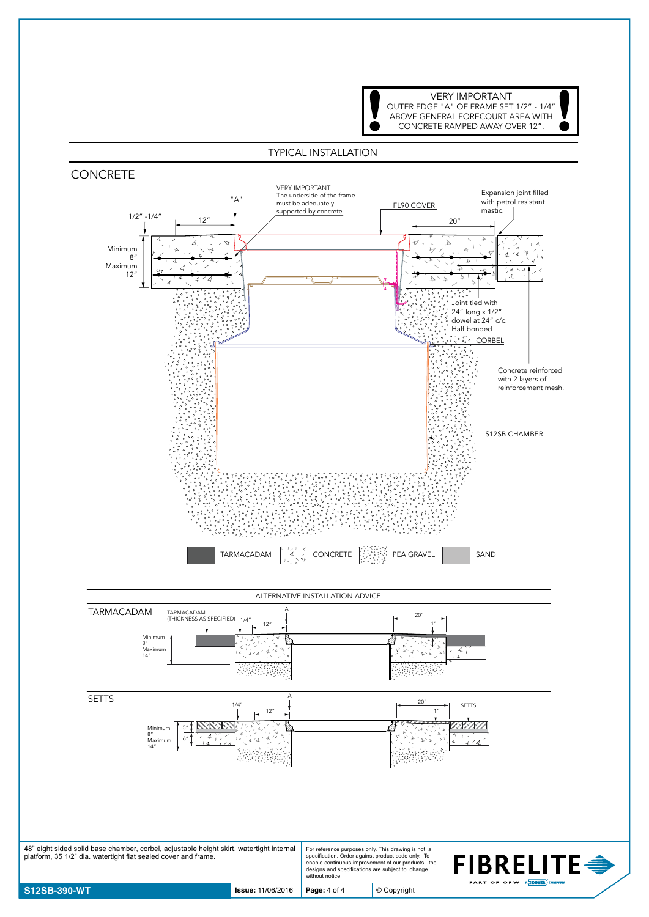**VERY IMPORTANT**
OUTER EDGE "A" OF FRAME SET 1/2" - 1/4" ABOVE GENERAL FORECOURT AREA WITH CONCRETE RAMPED AWAY OVER 12".

## TYPICAL INSTALLATION

### CONCRETE

"A"

1/2" -1/4"

12"

20"

Minimum 8" Maximum 12"

VERY IMPORTANT
The underside of the frame must be adequately supported by concrete.

FL90 COVER

Expansion joint filled with petrol resistant mastic.

Joint tied with 24" long x 1/2" dowel at 24" c/c. Half bonded

CORBEL

Concrete reinforced with 2 layers of reinforcement mesh.

S12SB CHAMBER

TARMACADAM | CONCRETE | PEA GRAVEL | SAND

## ALTERNATIVE INSTALLATION ADVICE

### TARMACADAM

TARMACADAM (THICKNESS AS SPECIFIED)

A

1/4"

12"

20"

1"

Minimum 8" Maximum 14"

### SETTS

A

1/4"

12"

20"

1"

SETTS

5"

6"

Minimum 8" Maximum 14"

48" eight sided solid base chamber, corbel, adjustable height skirt, watertight internal platform, 35 1/2" dia. watertight flat sealed cover and frame.

For reference purposes only. This drawing is not a specification. Order against product code only. To enable continuous improvement of our products, the designs and specifications are subject to change without notice.

FIBRELITE PART OF OPW A DOVER COMPANY

**S12SB-390-WT** | **Issue:** 11/06/2016 | © Copyright